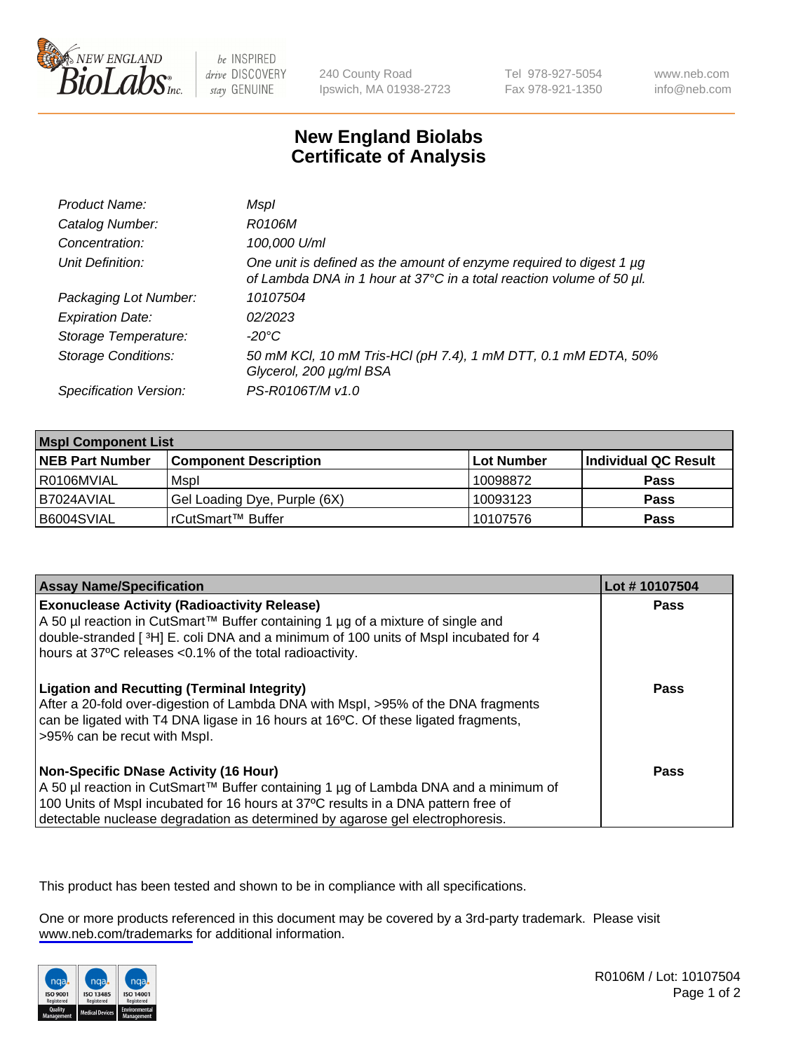New England BioLabs Inc. — be INSPIRED drive DISCOVERY stay GENUINE

240 County Road
Ipswich, MA 01938-2723

Tel 978-927-5054
Fax 978-921-1350

www.neb.com
info@neb.com

# New England Biolabs
# Certificate of Analysis

| | |
|---|---|
| *Product Name:* | *MspI* |
| *Catalog Number:* | *R0106M* |
| *Concentration:* | *100,000 U/ml* |
| *Unit Definition:* | *One unit is defined as the amount of enzyme required to digest 1 µg of Lambda DNA in 1 hour at 37°C in a total reaction volume of 50 µl.* |
| *Packaging Lot Number:* | *10107504* |
| *Expiration Date:* | *02/2023* |
| *Storage Temperature:* | *-20°C* |
| *Storage Conditions:* | *50 mM KCl, 10 mM Tris-HCl (pH 7.4), 1 mM DTT, 0.1 mM EDTA, 50% Glycerol, 200 µg/ml BSA* |
| *Specification Version:* | *PS-R0106T/M v1.0* |

| **MspI Component List** | | | |
|---|---|---|---|
| **NEB Part Number** | **Component Description** | **Lot Number** | **Individual QC Result** |
| R0106MVIAL | MspI | 10098872 | **Pass** |
| B7024AVIAL | Gel Loading Dye, Purple (6X) | 10093123 | **Pass** |
| B6004SVIAL | rCutSmart™ Buffer | 10107576 | **Pass** |

| **Assay Name/Specification** | **Lot # 10107504** |
|---|---|
| **Exonuclease Activity (Radioactivity Release)** A 50 µl reaction in CutSmart™ Buffer containing 1 µg of a mixture of single and double-stranded [ $^3$H] E. coli DNA and a minimum of 100 units of MspI incubated for 4 hours at 37ºC releases <0.1% of the total radioactivity. | **Pass** |
| **Ligation and Recutting (Terminal Integrity)** After a 20-fold over-digestion of Lambda DNA with MspI, >95% of the DNA fragments can be ligated with T4 DNA ligase in 16 hours at 16ºC. Of these ligated fragments, >95% can be recut with MspI. | **Pass** |
| **Non-Specific DNase Activity (16 Hour)** A 50 µl reaction in CutSmart™ Buffer containing 1 µg of Lambda DNA and a minimum of 100 Units of MspI incubated for 16 hours at 37ºC results in a DNA pattern free of detectable nuclease degradation as determined by agarose gel electrophoresis. | **Pass** |

This product has been tested and shown to be in compliance with all specifications.

One or more products referenced in this document may be covered by a 3rd-party trademark. Please visit www.neb.com/trademarks for additional information.

ISO 9001 Registered Quality Management | ISO 13485 Registered Medical Devices | ISO 14001 Registered Environmental Management

R0106M / Lot: 10107504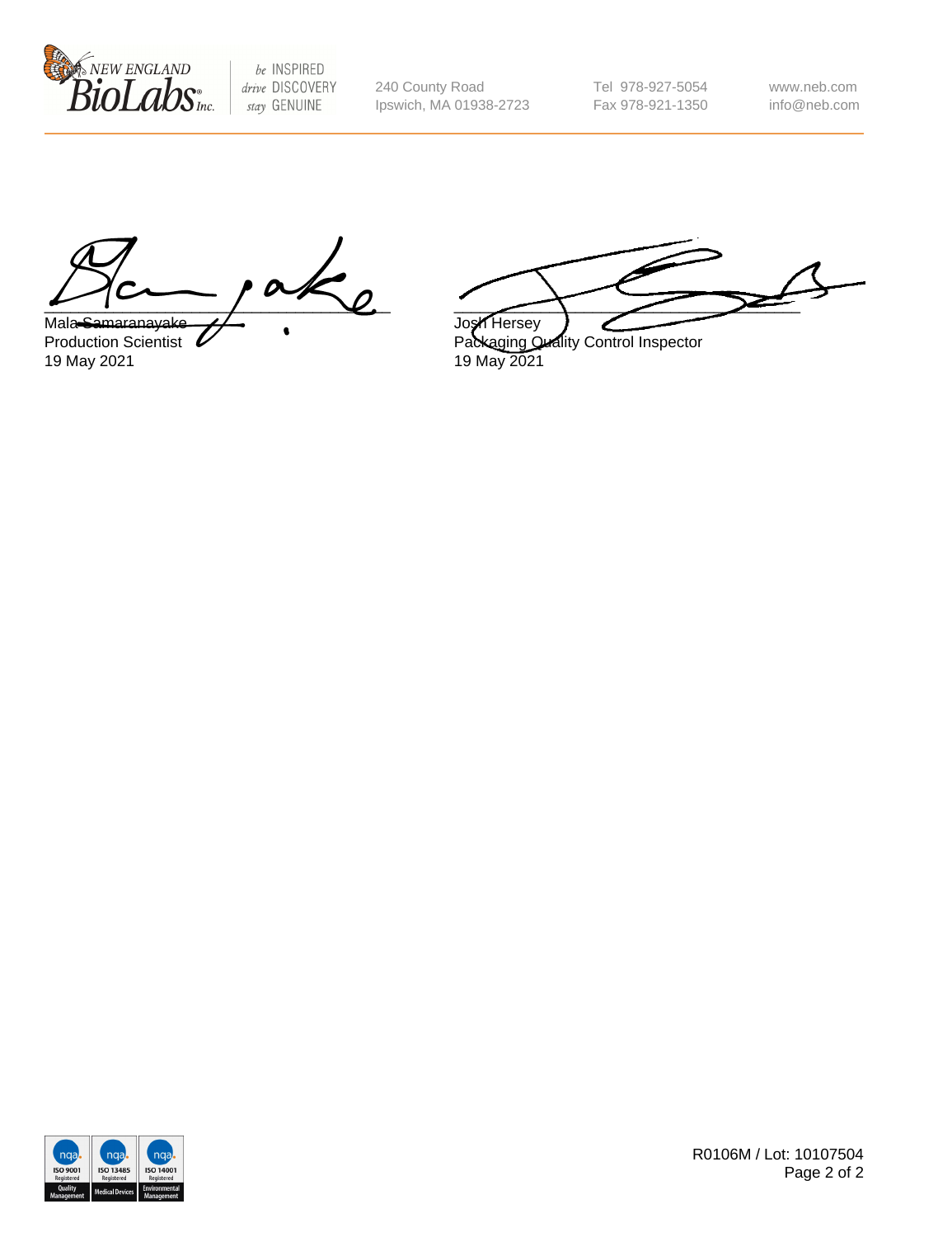Mala Samaranayake
Production Scientist
19 May 2021

Josh Hersey
Packaging Quality Control Inspector
19 May 2021

R0106M / Lot: 10107504